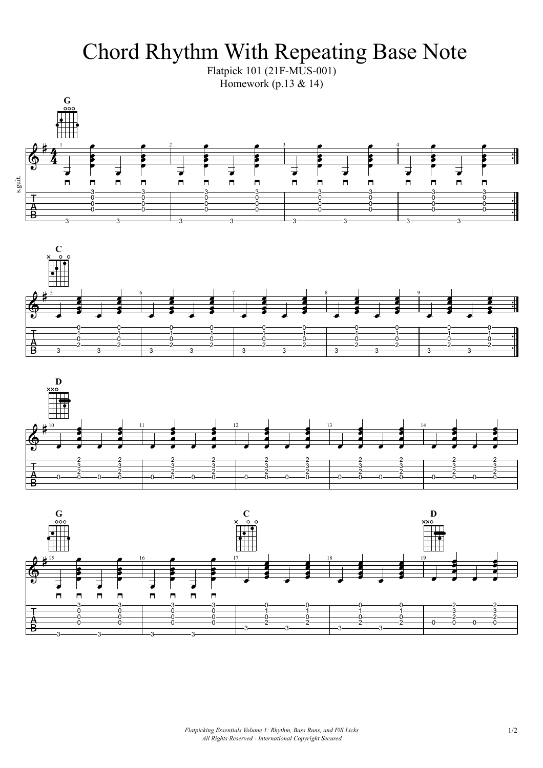# Chord Rhythm With Repeating Base Note

Flatpick 101 (21F-MUS-001)

Homework (p.13 & 14)

*Flatpicking Essentials Volume 1: Rhythm, Bass Runs, and Fill Licks*

*All Rights Reserved - International Copyright Secured*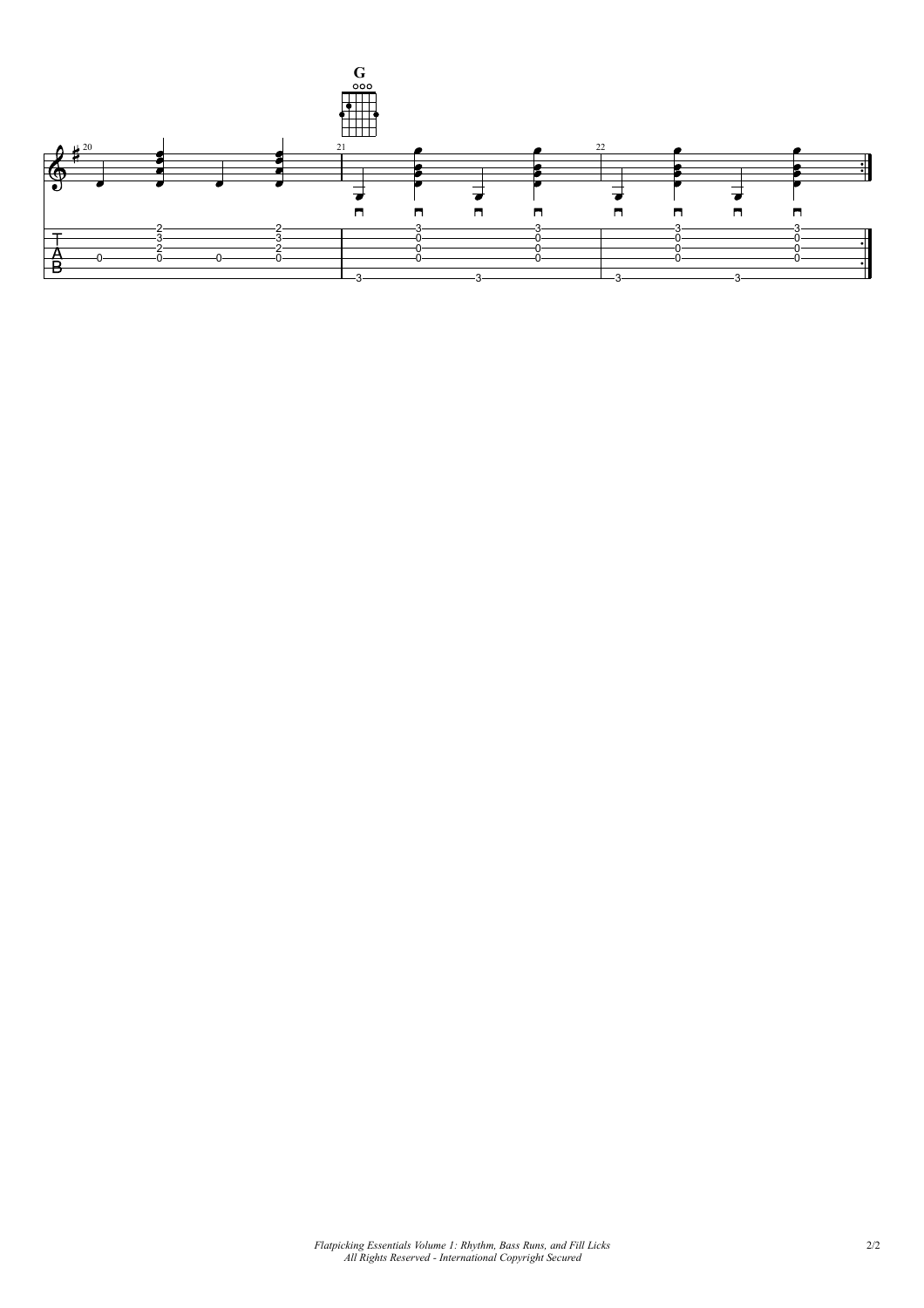G